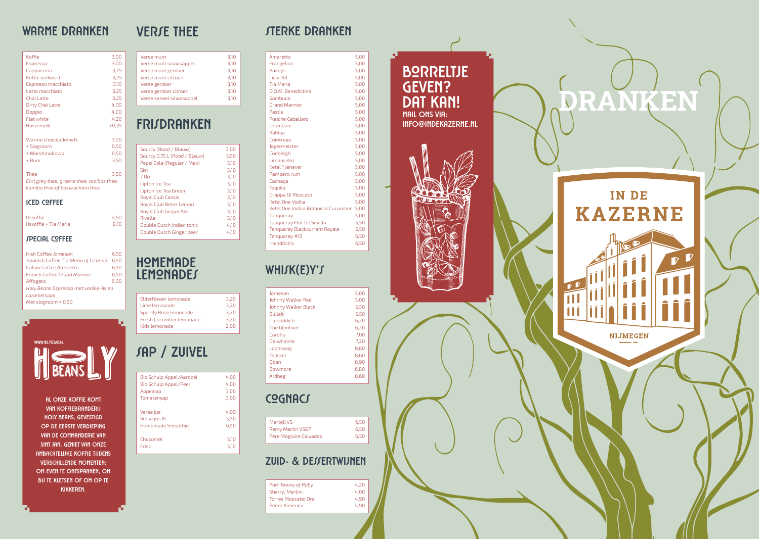# DRANKEN

## IN DE KAZERNE

NIJMEGEN

## WARME DRANKEN

| | |
|---|---|
| Koffie | 3,00 |
| Espresso | 3,00 |
| Cappuccino | 3,25 |
| Koffie verkeerd | 3,25 |
| Espresso macchiato | 3,10 |
| Latte macchiato | 3,25 |
| Chai Latte | 3,25 |
| Dirty Chai Latte | 4,00 |
| Doppio | 4,00 |
| Flat white | 4,20 |
| Havermelk | +0,35 |
| | |
| Warme chocolademelk | 3,00 |
| + Slagroom | 0,50 |
| + Marshmallows | 0,50 |
| + Rum | 3,50 |
| | |
| Thee | 3,00 |

*Earl grey thee, groene thee, rooibos thee, kamille thee of bosvruchten thee*

### ICED COFFEE

| | |
|---|---|
| IJskoffie | 4,50 |
| IJskoffie + Tia Maria | 8,10 |

### SPECIAL COFFEE

| | |
|---|---|
| Irish Coffee *Jameson* | 6,50 |
| Spanish Coffee *Tia Maria of Licor 43* | 6,50 |
| Italian Coffee *Amoretto* | 6,50 |
| French Coffee *Grand Marnier* | 6,50 |
| Affogato | 6,00 |

*Holy Beans Espresso met vanille-ijs en caramelsaus*
*Met slagroom + 0,50*

WWW.HOLYBEANS.NL

HOLY BEANS

AL ONZE KOFFIE KOMT VAN KOFFIEBRANDERIJ HOLY BEANS, GEVESTIGD OP DE EERSTE VERDIEPING VAN DE COMMANDERIE VAN SINT JAN. GENIET VAN ONZE AMBACHTELIJKE KOFFIE TIJDENS VERSCHILLENDE MOMENTEN: OM EVEN TE ONTSPANNEN, OM BIJ TE KLETSEN OF OM OP TE KIKKEREN.

## VERSE THEE

| | |
|---|---|
| Verse munt | 3,10 |
| Verse munt sinaasappel | 3,10 |
| Verse munt gember | 3,10 |
| Verse munt citroen | 3,10 |
| Verse gember | 3,10 |
| Verse gember citroen | 3,10 |
| Verse kaneel sinaasappel | 3,10 |

## FRISDRANKEN

| | |
|---|---|
| Sourcy (Rood / Blauw) | 3,00 |
| Sourcy 0,75 L (Rood / Blauw) | 5,50 |
| Pepsi Cola (Regular / Max) | 3,10 |
| Sisi | 3,10 |
| 7 Up | 3,10 |
| Lipton Ice Tea | 3,10 |
| Lipton Ice Tea Green | 3,10 |
| Royal Club Cassis | 3,10 |
| Royal Club Bitter Lemon | 3,10 |
| Royal Club Ginger Ale | 3,10 |
| Rivella | 3,10 |
| Double Dutch Indian tonic | 4,10 |
| Double Dutch Ginger beer | 4,10 |

## HOMEMADE LEMONADES

| | |
|---|---|
| Elderflower lemonade | 3,20 |
| Lime lemonade | 3,20 |
| Sparkly Rose lemonade | 3,20 |
| Fresh Cucumber lemonade | 3,20 |
| Kids lemonade | 2,00 |

## SAP / ZUIVEL

| | |
|---|---|
| Bio Schulp Appel/Aardbei | 4,00 |
| Bio Schulp Appel/Peer | 4,00 |
| Appelsap | 3,00 |
| Tomatensap | 3,00 |
| | |
| Verse jus | 4,00 |
| Verse jus XL | 5,50 |
| Homemade Smoothie | 6,50 |
| | |
| Chocomel | 3,10 |
| Fristi | 3,10 |

## STERKE DRANKEN

| | |
|---|---|
| Amaretto | 5,00 |
| Frangelico | 5,00 |
| Baileys | 5,00 |
| Licor 43 | 5,00 |
| Tia Maria | 5,00 |
| D.O.M. Benedictine | 5,00 |
| Sambuca | 5,00 |
| Grand Marnier | 5,00 |
| Pastis | 5,00 |
| Ponche Caballero | 5,00 |
| Drambuie | 5,00 |
| Kahlua | 5,00 |
| Cointreau | 5,00 |
| Jagermeister | 5,00 |
| Coebergh | 5,00 |
| Limoncello | 5,00 |
| Ketel 1 Jenever | 5,00 |
| Pampero rum | 5,00 |
| Cachaça | 5,00 |
| Tequila | 5,00 |
| Grappa Di Moscato | 5,00 |
| Ketel One Vodka | 5,00 |
| Ketel One Vodka Botanical Cucumber | 5,00 |
| Tanqueray | 5,00 |
| Tanqueray Flor De Sevilla | 5,50 |
| Tanquaray Blackcurrant Royale | 5,50 |
| Tanquaray #10 | 6,50 |
| Hendrick's | 6,50 |

## WHISK(E)Y'S

| | |
|---|---|
| Jameson | 5,00 |
| Johnny Walker Red | 5,00 |
| Johnny Walker Black | 5,50 |
| Bulleit | 5,50 |
| Glenfiddich | 6,20 |
| The Glenlivet | 6,20 |
| Cardhu | 7,00 |
| Dalwhinnie | 7,20 |
| Laphroaig | 8,60 |
| Talisker | 8,60 |
| Oban | 8,90 |
| Bowmore | 6,80 |
| Ardbeg | 8,60 |

## COGNACS

| | |
|---|---|
| Martell VS | 6,50 |
| Remy Martin VSOP | 6,50 |
| Père Magloire Calvados | 6,50 |

## ZUID- & DESSERTWIJNEN

| | |
|---|---|
| Port *Tawny of Ruby* | 4,20 |
| Sherry, Martini | 4,00 |
| Torres Moscatel Oro | 4,90 |
| Pedro Ximenez | 4,90 |

## BORRELTJE GEVEN? DAT KAN!

MAIL ONS VIA: INFO@INDEKAZERNE.NL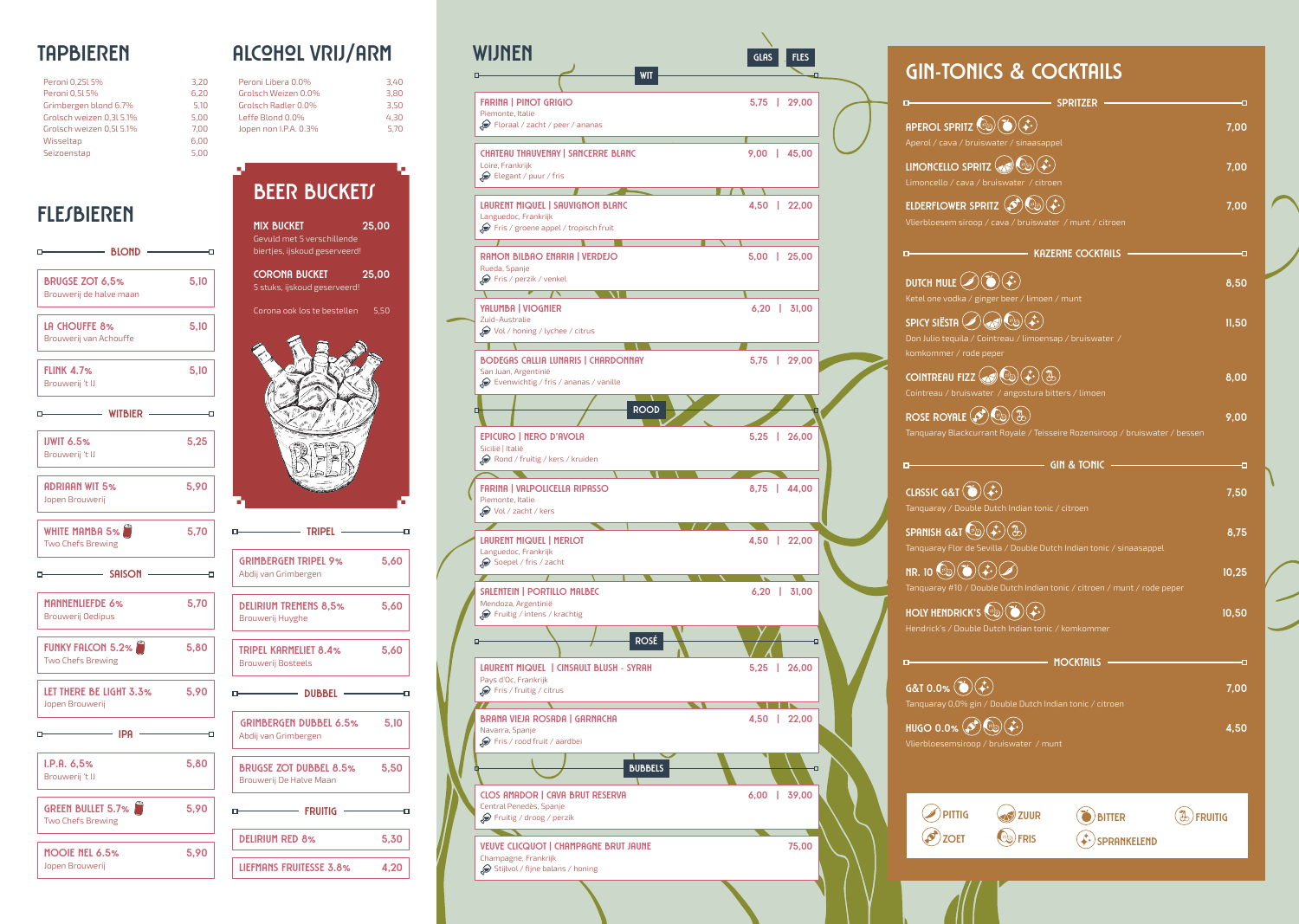# TAPBIEREN

| | |
|---|---|
| Peroni 0,25L 5% | 3,20 |
| Peroni 0,5L 5% | 6,20 |
| Grimbergen blond 6.7% | 5,10 |
| Grolsch weizen 0,3L 5.1% | 5,00 |
| Grolsch weizen 0,5L 5.1% | 7,00 |
| Wisseltap | 6,00 |
| Seizoenstap | 5,00 |

# ALCOHOL VRIJ/ARM

| | |
|---|---|
| Peroni Libera 0.0% | 3,40 |
| Grolsch Weizen 0.0% | 3,80 |
| Grolsch Radler 0.0% | 3,50 |
| Leffe Blond 0.0% | 4,30 |
| Jopen non I.P.A. 0.3% | 5,70 |

# BEER BUCKETS

**MIX BUCKET** 25,00
Gevuld met 5 verschillende biertjes, ijskoud geserveerd!

**CORONA BUCKET** 25,00
5 stuks, ijskoud geserveerd!

Corona ook los te bestellen 5,50

# FLESBIEREN

## BLOND

**BRUGSE ZOT 6,5%** 5,10
Brouwerij de halve maan

**LA CHOUFFE 8%** 5,10
Brouwerij van Achouffe

**FLINK 4.7%** 5,10
Brouwerij 't IJ

## WITBIER

**IJWIT 6.5%** 5,25
Brouwerij 't IJ

**ADRIAAN WIT 5%** 5,90
Jopen Brouwerij

**WHITE MAMBA 5%** 5,70
Two Chefs Brewing

## SAISON

**MANNENLIEFDE 6%** 5,70
Brouwerij Oedipus

**FUNKY FALCON 5.2%** 5,80
Two Chefs Brewing

**LET THERE BE LIGHT 3.3%** 5,90
Jopen Brouwerij

## IPA

**I.P.A. 6,5%** 5,80
Brouwerij 't IJ

**GREEN BULLET 5.7%** 5,90
Two Chefs Brewing

**MOOIE NEL 6.5%** 5,90
Jopen Brouwerij

## TRIPEL

**GRIMBERGEN TRIPEL 9%** 5,60
Abdij van Grimbergen

**DELIRIUM TREMENS 8,5%** 5,60
Brouwerij Huyghe

**TRIPEL KARMELIET 8.4%** 5,60
Brouwerij Bosteels

## DUBBEL

**GRIMBERGEN DUBBEL 6.5%** 5,10
Abdij van Grimbergen

**BRUGSE ZOT DUBBEL 8.5%** 5,50
Brouwerij De Halve Maan

## FRUITIG

**DELIRIUM RED 8%** 5,30

**LIEFMANS FRUITESSE 3.8%** 4,20

# WIJNEN

GLAS | FLES

## WIT

**FARINA | PINOT GRIGIO** 5,75 | 29,00
Piemonte, Italie
Floraal / zacht / peer / ananas

**CHATEAU THAUVENAY | SANCERRE BLANC** 9,00 | 45,00
Loire, Frankrijk
Elegant / puur / fris

**LAURENT MIQUEL | SAUVIGNON BLANC** 4,50 | 22,00
Languedoc, Frankrijk
Fris / groene appel / tropisch fruit

**RAMON BILBAO ENARIA | VERDEJO** 5,00 | 25,00
Rueda, Spanje
Fris / perzik / venkel

**YALUMBA | VIOGNIER** 6,20 | 31,00
Zuid-Australië
Vol / honing / lychee / citrus

**BODEGAS CALLIA LUNARIS | CHARDONNAY** 5,75 | 29,00
San Juan, Argentinië
Evenwichtig / fris / ananas / vanille

## ROOD

**EPICURO | NERO D'AVOLA** 5,25 | 26,00
Sicilië | Italië
Rond / fruitig / kers / kruiden

**FARINA | VALPOLICELLA RIPASSO** 8,75 | 44,00
Piemonte, Italie
Vol / zacht / kers

**LAURENT MIQUEL | MERLOT** 4,50 | 22,00
Languedoc, Frankrijk
Soepel / fris / zacht

**SALENTEIN | PORTILLO MALBEC** 6,20 | 31,00
Mendoza, Argentinië
Fruitig / intens / krachtig

## ROSÉ

**LAURENT MIQUEL | CINSAULT BLUSH - SYRAH** 5,25 | 26,00
Pays d'Oc, Frankrijk
Fris / fruitig / citrus

**BRAVA VIEJA ROSADA | GARNACHA** 4,50 | 22,00
Navarra, Spanje
Fris / rood fruit / aardbei

## BUBBELS

**CLOS AMADOR | CAVA BRUT RESERVA** 6,00 | 39,00
Central Penedès, Spanje
Fruitig / droog / perzik

**VEUVE CLICQUOT | CHAMPAGNE BRUT JAUNE** 75,00
Champagne, Frankrijk
Stijlvol / fijne balans / honing

# GIN-TONICS & COCKTAILS

## SPRITZER

**APEROL SPRITZ** 7,00
Aperol / cava / bruiswater / sinaasappel

**LIMONCELLO SPRITZ** 7,00
Limoncello / cava / bruiswater / citroen

**ELDERFLOWER SPRITZ** 7,00
Vlierbloesem siroop / cava / bruiswater / munt / citroen

## KAZERNE COCKTAILS

**DUTCH MULE** 8,50
Ketel one vodka / ginger beer / limoen / munt

**SPICY SIËSTA** 11,50
Don Julio tequila / Cointreau / limoensap / bruiswater / komkommer / rode peper

**COINTREAU FIZZ** 8,00
Cointreau / bruiswater / angostura bitters / limoen

**ROSE ROYALE** 9,00
Tanquaray Blackcurrant Royale / Teisseire Rozensiroop / bruiswater / bessen

## GIN & TONIC

**CLASSIC G&T** 7,50
Tanquaray / Double Dutch Indian tonic / citroen

**SPANISH G&T** 8,75
Tanquaray Flor de Sevilla / Double Dutch Indian tonic / sinaasappel

**NR. 10** 10,25
Tanquaray #10 / Double Dutch Indian tonic / citroen / munt / rode peper

**HOLY HENDRICK'S** 10,50
Hendrick's / Double Dutch Indian tonic / komkommer

## MOCKTAILS

**G&T 0.0%** 7,00
Tanquaray 0,0% gin / Double Dutch Indian tonic / citroen

**HUGO 0.0%** 4,50
Vlierbloesemsiroop / bruiswater / munt

PITTIG · ZUUR · BITTER · FRUITIG · ZOET · FRIS · SPRANKELEND